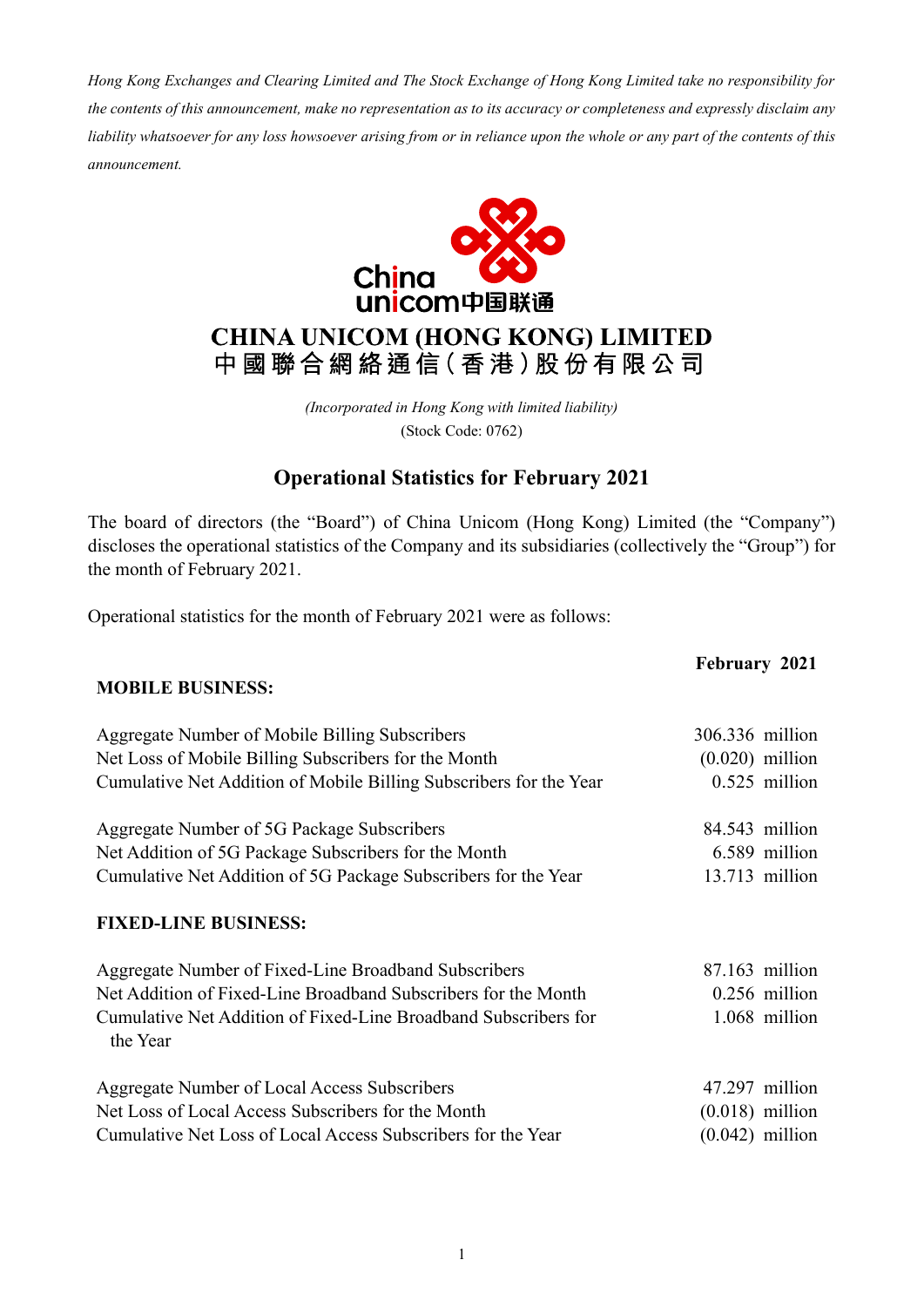*Hong Kong Exchanges and Clearing Limited and The Stock Exchange of Hong Kong Limited take no responsibility for the contents of this announcement, make no representation as to its accuracy or completeness and expressly disclaim any liability whatsoever for any loss howsoever arising from or in reliance upon the whole or any part of the contents of this announcement.*

# CHINA UNICOM (HONG KONG) LIMITED
# 中國聯合網絡通信(香港)股份有限公司

*(Incorporated in Hong Kong with limited liability)*
(Stock Code: 0762)

## Operational Statistics for February 2021

The board of directors (the "Board") of China Unicom (Hong Kong) Limited (the "Company") discloses the operational statistics of the Company and its subsidiaries (collectively the "Group") for the month of February 2021.

Operational statistics for the month of February 2021 were as follows:

| | February 2021 |
|---|---|
| **MOBILE BUSINESS:** | |
| Aggregate Number of Mobile Billing Subscribers | 306.336 million |
| Net Loss of Mobile Billing Subscribers for the Month | (0.020) million |
| Cumulative Net Addition of Mobile Billing Subscribers for the Year | 0.525 million |
| Aggregate Number of 5G Package Subscribers | 84.543 million |
| Net Addition of 5G Package Subscribers for the Month | 6.589 million |
| Cumulative Net Addition of 5G Package Subscribers for the Year | 13.713 million |
| **FIXED-LINE BUSINESS:** | |
| Aggregate Number of Fixed-Line Broadband Subscribers | 87.163 million |
| Net Addition of Fixed-Line Broadband Subscribers for the Month | 0.256 million |
| Cumulative Net Addition of Fixed-Line Broadband Subscribers for the Year | 1.068 million |
| Aggregate Number of Local Access Subscribers | 47.297 million |
| Net Loss of Local Access Subscribers for the Month | (0.018) million |
| Cumulative Net Loss of Local Access Subscribers for the Year | (0.042) million |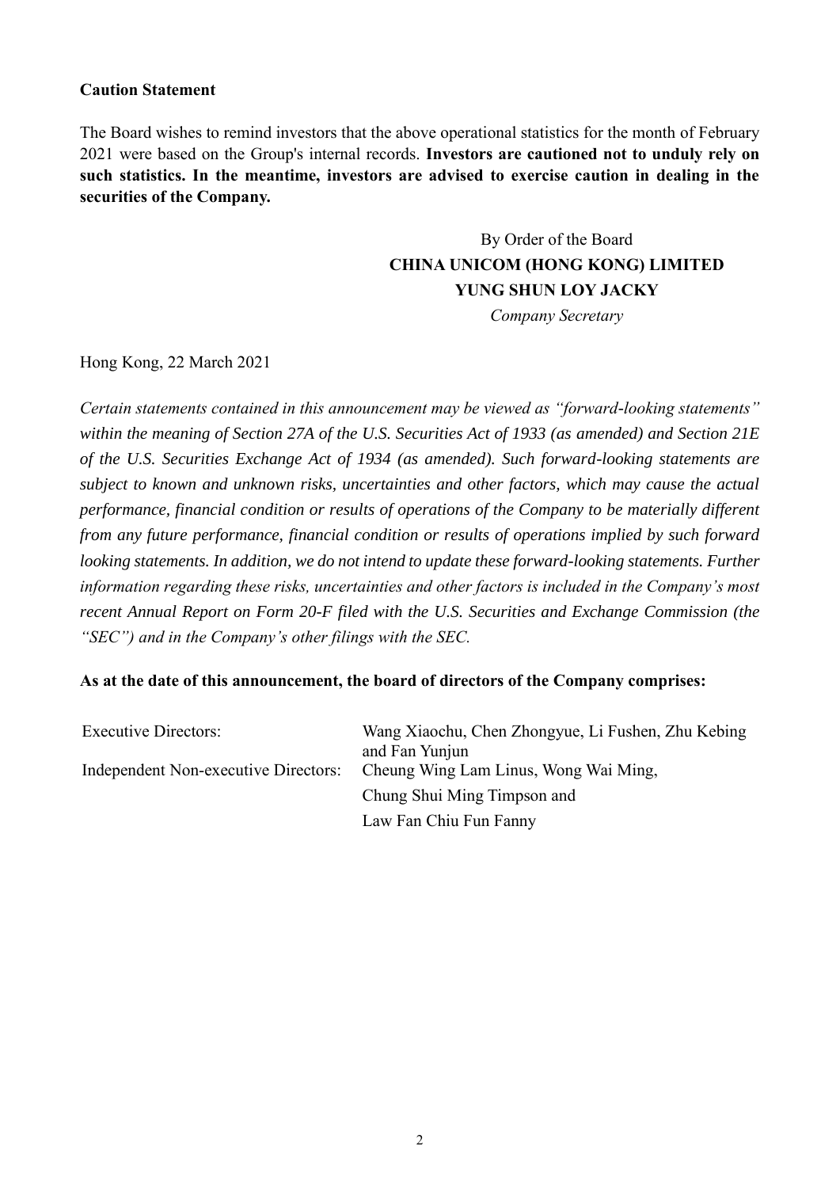**Caution Statement**

The Board wishes to remind investors that the above operational statistics for the month of February 2021 were based on the Group's internal records. **Investors are cautioned not to unduly rely on such statistics. In the meantime, investors are advised to exercise caution in dealing in the securities of the Company.**

By Order of the Board
**CHINA UNICOM (HONG KONG) LIMITED**
**YUNG SHUN LOY JACKY**
*Company Secretary*

Hong Kong, 22 March 2021

*Certain statements contained in this announcement may be viewed as "forward-looking statements" within the meaning of Section 27A of the U.S. Securities Act of 1933 (as amended) and Section 21E of the U.S. Securities Exchange Act of 1934 (as amended). Such forward-looking statements are subject to known and unknown risks, uncertainties and other factors, which may cause the actual performance, financial condition or results of operations of the Company to be materially different from any future performance, financial condition or results of operations implied by such forward looking statements. In addition, we do not intend to update these forward-looking statements. Further information regarding these risks, uncertainties and other factors is included in the Company's most recent Annual Report on Form 20-F filed with the U.S. Securities and Exchange Commission (the "SEC") and in the Company's other filings with the SEC.*

**As at the date of this announcement, the board of directors of the Company comprises:**

| | |
|---|---|
| Executive Directors: | Wang Xiaochu, Chen Zhongyue, Li Fushen, Zhu Kebing and Fan Yunjun |
| Independent Non-executive Directors: | Cheung Wing Lam Linus, Wong Wai Ming, Chung Shui Ming Timpson and Law Fan Chiu Fun Fanny |